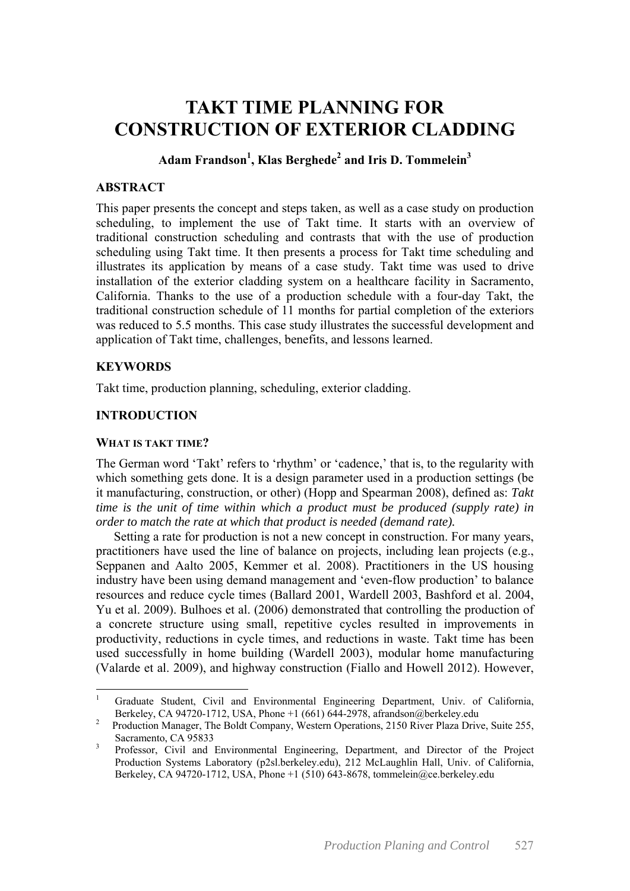# TAKT TIME PLANNING FOR CONSTRUCTION OF EXTERIOR CLADDING

**Adam Frandson[1], Klas Berghede[2] and Iris D. Tommelein[3]**

## ABSTRACT

This paper presents the concept and steps taken, as well as a case study on production scheduling, to implement the use of Takt time. It starts with an overview of traditional construction scheduling and contrasts that with the use of production scheduling using Takt time. It then presents a process for Takt time scheduling and illustrates its application by means of a case study. Takt time was used to drive installation of the exterior cladding system on a healthcare facility in Sacramento, California. Thanks to the use of a production schedule with a four-day Takt, the traditional construction schedule of 11 months for partial completion of the exteriors was reduced to 5.5 months. This case study illustrates the successful development and application of Takt time, challenges, benefits, and lessons learned.

## KEYWORDS

Takt time, production planning, scheduling, exterior cladding.

## INTRODUCTION

### WHAT IS TAKT TIME?

The German word 'Takt' refers to 'rhythm' or 'cadence,' that is, to the regularity with which something gets done. It is a design parameter used in a production settings (be it manufacturing, construction, or other) (Hopp and Spearman 2008), defined as: *Takt time is the unit of time within which a product must be produced (supply rate) in order to match the rate at which that product is needed (demand rate).*

Setting a rate for production is not a new concept in construction. For many years, practitioners have used the line of balance on projects, including lean projects (e.g., Seppanen and Aalto 2005, Kemmer et al. 2008). Practitioners in the US housing industry have been using demand management and 'even-flow production' to balance resources and reduce cycle times (Ballard 2001, Wardell 2003, Bashford et al. 2004, Yu et al. 2009). Bulhoes et al. (2006) demonstrated that controlling the production of a concrete structure using small, repetitive cycles resulted in improvements in productivity, reductions in cycle times, and reductions in waste. Takt time has been used successfully in home building (Wardell 2003), modular home manufacturing (Valarde et al. 2009), and highway construction (Fiallo and Howell 2012). However,

---

[1] Graduate Student, Civil and Environmental Engineering Department, Univ. of California, Berkeley, CA 94720-1712, USA, Phone +1 (661) 644-2978, afrandson@berkeley.edu

[2] Production Manager, The Boldt Company, Western Operations, 2150 River Plaza Drive, Suite 255, Sacramento, CA 95833

[3] Professor, Civil and Environmental Engineering, Department, and Director of the Project Production Systems Laboratory (p2sl.berkeley.edu), 212 McLaughlin Hall, Univ. of California, Berkeley, CA 94720-1712, USA, Phone +1 (510) 643-8678, tommelein@ce.berkeley.edu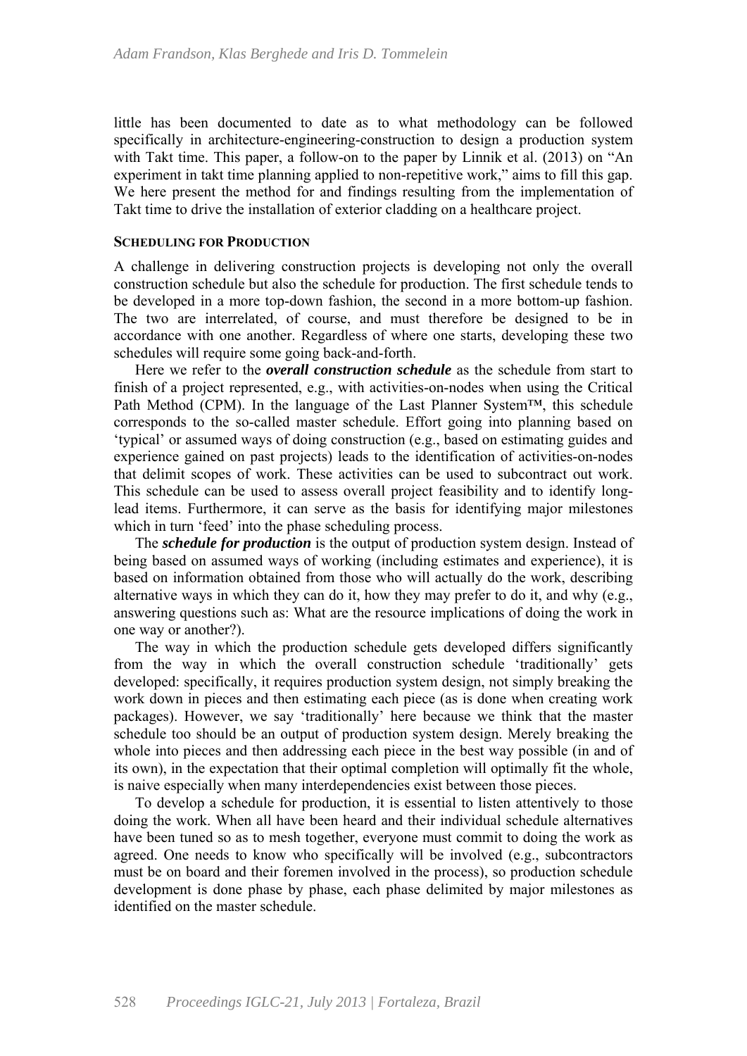little has been documented to date as to what methodology can be followed specifically in architecture-engineering-construction to design a production system with Takt time. This paper, a follow-on to the paper by Linnik et al. (2013) on "An experiment in takt time planning applied to non-repetitive work," aims to fill this gap. We here present the method for and findings resulting from the implementation of Takt time to drive the installation of exterior cladding on a healthcare project.

### SCHEDULING FOR PRODUCTION

A challenge in delivering construction projects is developing not only the overall construction schedule but also the schedule for production. The first schedule tends to be developed in a more top-down fashion, the second in a more bottom-up fashion. The two are interrelated, of course, and must therefore be designed to be in accordance with one another. Regardless of where one starts, developing these two schedules will require some going back-and-forth.

Here we refer to the ***overall construction schedule*** as the schedule from start to finish of a project represented, e.g., with activities-on-nodes when using the Critical Path Method (CPM). In the language of the Last Planner System™, this schedule corresponds to the so-called master schedule. Effort going into planning based on 'typical' or assumed ways of doing construction (e.g., based on estimating guides and experience gained on past projects) leads to the identification of activities-on-nodes that delimit scopes of work. These activities can be used to subcontract out work. This schedule can be used to assess overall project feasibility and to identify long-lead items. Furthermore, it can serve as the basis for identifying major milestones which in turn 'feed' into the phase scheduling process.

The ***schedule for production*** is the output of production system design. Instead of being based on assumed ways of working (including estimates and experience), it is based on information obtained from those who will actually do the work, describing alternative ways in which they can do it, how they may prefer to do it, and why (e.g., answering questions such as: What are the resource implications of doing the work in one way or another?).

The way in which the production schedule gets developed differs significantly from the way in which the overall construction schedule 'traditionally' gets developed: specifically, it requires production system design, not simply breaking the work down in pieces and then estimating each piece (as is done when creating work packages). However, we say 'traditionally' here because we think that the master schedule too should be an output of production system design. Merely breaking the whole into pieces and then addressing each piece in the best way possible (in and of its own), in the expectation that their optimal completion will optimally fit the whole, is naive especially when many interdependencies exist between those pieces.

To develop a schedule for production, it is essential to listen attentively to those doing the work. When all have been heard and their individual schedule alternatives have been tuned so as to mesh together, everyone must commit to doing the work as agreed. One needs to know who specifically will be involved (e.g., subcontractors must be on board and their foremen involved in the process), so production schedule development is done phase by phase, each phase delimited by major milestones as identified on the master schedule.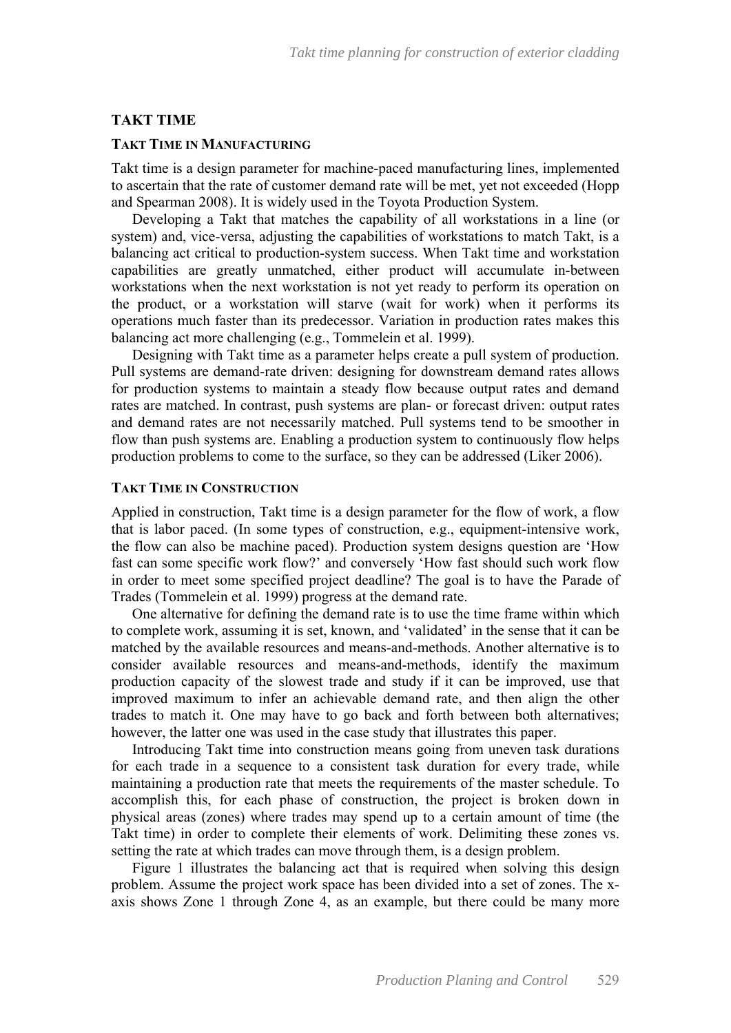## TAKT TIME

### TAKT TIME IN MANUFACTURING

Takt time is a design parameter for machine-paced manufacturing lines, implemented to ascertain that the rate of customer demand rate will be met, yet not exceeded (Hopp and Spearman 2008). It is widely used in the Toyota Production System.

Developing a Takt that matches the capability of all workstations in a line (or system) and, vice-versa, adjusting the capabilities of workstations to match Takt, is a balancing act critical to production-system success. When Takt time and workstation capabilities are greatly unmatched, either product will accumulate in-between workstations when the next workstation is not yet ready to perform its operation on the product, or a workstation will starve (wait for work) when it performs its operations much faster than its predecessor. Variation in production rates makes this balancing act more challenging (e.g., Tommelein et al. 1999).

Designing with Takt time as a parameter helps create a pull system of production. Pull systems are demand-rate driven: designing for downstream demand rates allows for production systems to maintain a steady flow because output rates and demand rates are matched. In contrast, push systems are plan- or forecast driven: output rates and demand rates are not necessarily matched. Pull systems tend to be smoother in flow than push systems are. Enabling a production system to continuously flow helps production problems to come to the surface, so they can be addressed (Liker 2006).

### TAKT TIME IN CONSTRUCTION

Applied in construction, Takt time is a design parameter for the flow of work, a flow that is labor paced. (In some types of construction, e.g., equipment-intensive work, the flow can also be machine paced). Production system designs question are 'How fast can some specific work flow?' and conversely 'How fast should such work flow in order to meet some specified project deadline? The goal is to have the Parade of Trades (Tommelein et al. 1999) progress at the demand rate.

One alternative for defining the demand rate is to use the time frame within which to complete work, assuming it is set, known, and 'validated' in the sense that it can be matched by the available resources and means-and-methods. Another alternative is to consider available resources and means-and-methods, identify the maximum production capacity of the slowest trade and study if it can be improved, use that improved maximum to infer an achievable demand rate, and then align the other trades to match it. One may have to go back and forth between both alternatives; however, the latter one was used in the case study that illustrates this paper.

Introducing Takt time into construction means going from uneven task durations for each trade in a sequence to a consistent task duration for every trade, while maintaining a production rate that meets the requirements of the master schedule. To accomplish this, for each phase of construction, the project is broken down in physical areas (zones) where trades may spend up to a certain amount of time (the Takt time) in order to complete their elements of work. Delimiting these zones vs. setting the rate at which trades can move through them, is a design problem.

Figure 1 illustrates the balancing act that is required when solving this design problem. Assume the project work space has been divided into a set of zones. The x-axis shows Zone 1 through Zone 4, as an example, but there could be many more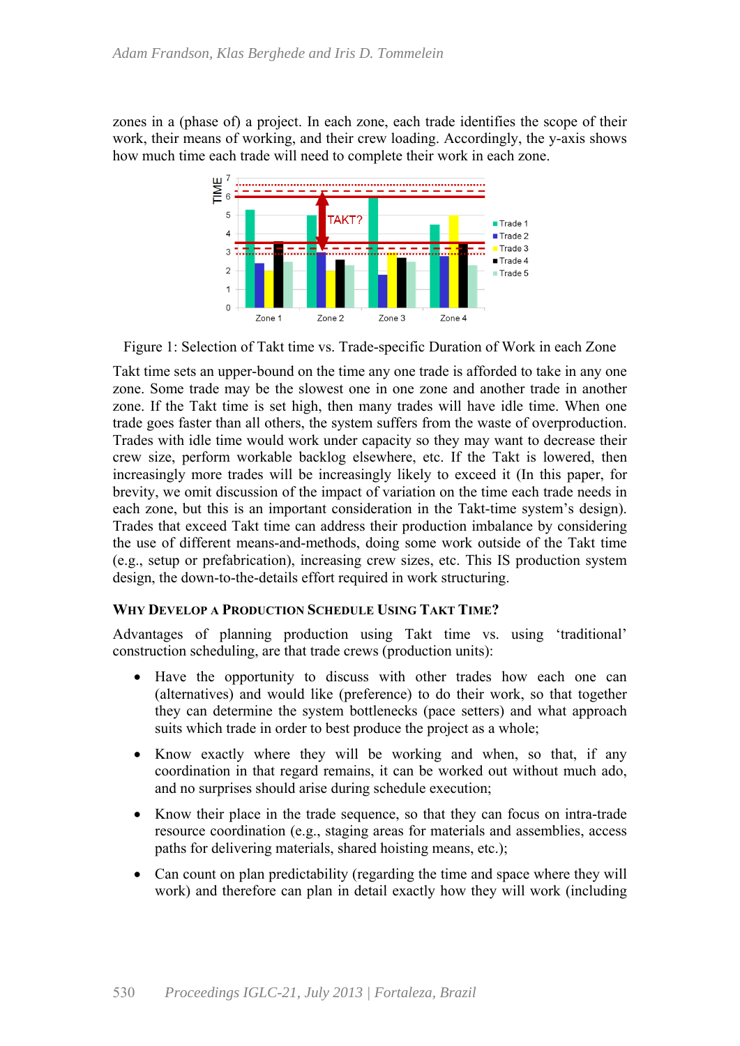zones in a (phase of) a project. In each zone, each trade identifies the scope of their work, their means of working, and their crew loading. Accordingly, the y-axis shows how much time each trade will need to complete their work in each zone.

Figure 1: Selection of Takt time vs. Trade-specific Duration of Work in each Zone

Takt time sets an upper-bound on the time any one trade is afforded to take in any one zone. Some trade may be the slowest one in one zone and another trade in another zone. If the Takt time is set high, then many trades will have idle time. When one trade goes faster than all others, the system suffers from the waste of overproduction. Trades with idle time would work under capacity so they may want to decrease their crew size, perform workable backlog elsewhere, etc. If the Takt is lowered, then increasingly more trades will be increasingly likely to exceed it (In this paper, for brevity, we omit discussion of the impact of variation on the time each trade needs in each zone, but this is an important consideration in the Takt-time system's design). Trades that exceed Takt time can address their production imbalance by considering the use of different means-and-methods, doing some work outside of the Takt time (e.g., setup or prefabrication), increasing crew sizes, etc. This IS production system design, the down-to-the-details effort required in work structuring.

### Why Develop a Production Schedule Using Takt Time?

Advantages of planning production using Takt time vs. using 'traditional' construction scheduling, are that trade crews (production units):

- Have the opportunity to discuss with other trades how each one can (alternatives) and would like (preference) to do their work, so that together they can determine the system bottlenecks (pace setters) and what approach suits which trade in order to best produce the project as a whole;
- Know exactly where they will be working and when, so that, if any coordination in that regard remains, it can be worked out without much ado, and no surprises should arise during schedule execution;
- Know their place in the trade sequence, so that they can focus on intra-trade resource coordination (e.g., staging areas for materials and assemblies, access paths for delivering materials, shared hoisting means, etc.);
- Can count on plan predictability (regarding the time and space where they will work) and therefore can plan in detail exactly how they will work (including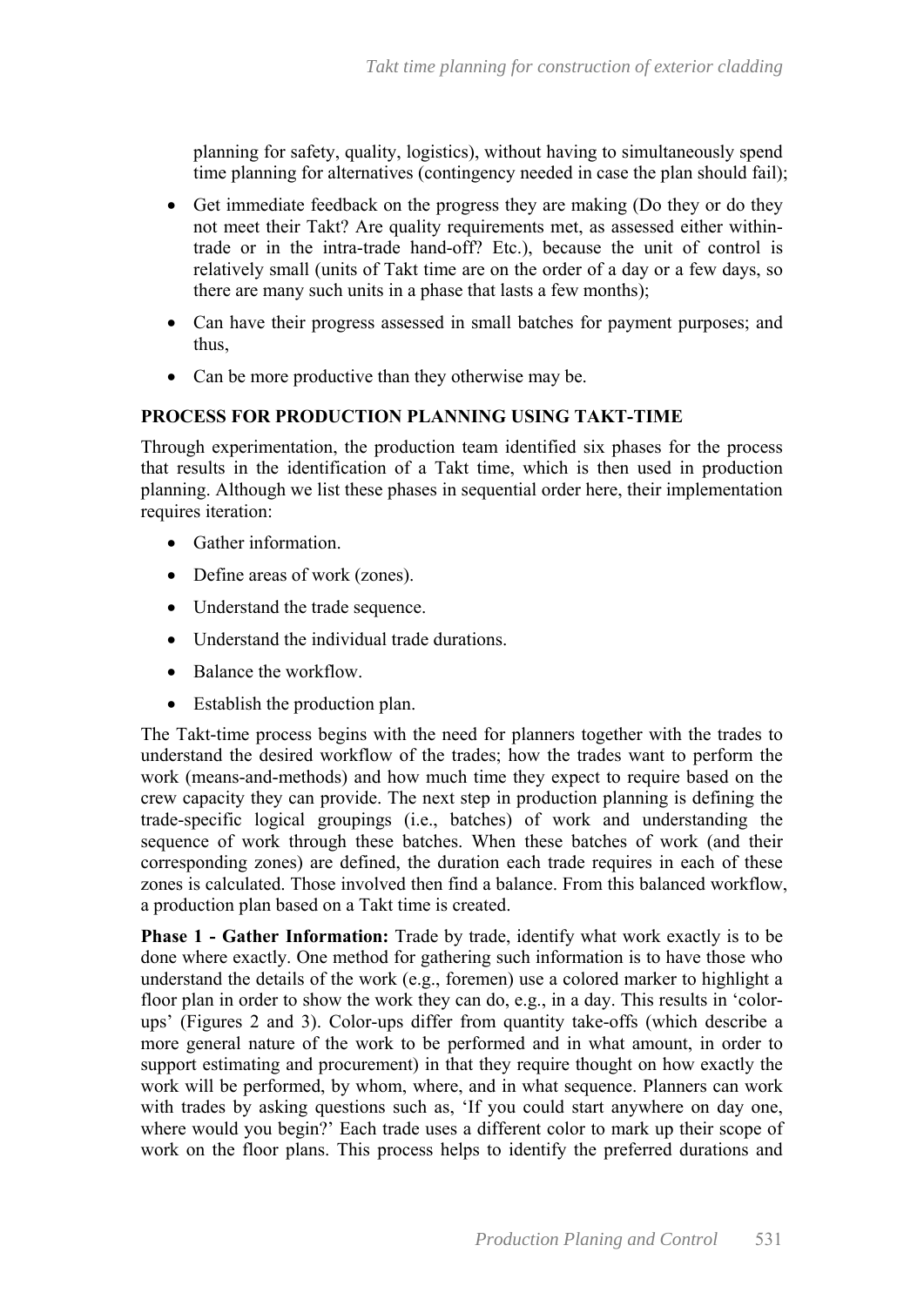planning for safety, quality, logistics), without having to simultaneously spend time planning for alternatives (contingency needed in case the plan should fail);

- Get immediate feedback on the progress they are making (Do they or do they not meet their Takt? Are quality requirements met, as assessed either within-trade or in the intra-trade hand-off? Etc.), because the unit of control is relatively small (units of Takt time are on the order of a day or a few days, so there are many such units in a phase that lasts a few months);
- Can have their progress assessed in small batches for payment purposes; and thus,
- Can be more productive than they otherwise may be.

## PROCESS FOR PRODUCTION PLANNING USING TAKT-TIME

Through experimentation, the production team identified six phases for the process that results in the identification of a Takt time, which is then used in production planning. Although we list these phases in sequential order here, their implementation requires iteration:

- Gather information.
- Define areas of work (zones).
- Understand the trade sequence.
- Understand the individual trade durations.
- Balance the workflow.
- Establish the production plan.

The Takt-time process begins with the need for planners together with the trades to understand the desired workflow of the trades; how the trades want to perform the work (means-and-methods) and how much time they expect to require based on the crew capacity they can provide. The next step in production planning is defining the trade-specific logical groupings (i.e., batches) of work and understanding the sequence of work through these batches. When these batches of work (and their corresponding zones) are defined, the duration each trade requires in each of these zones is calculated. Those involved then find a balance. From this balanced workflow, a production plan based on a Takt time is created.

**Phase 1 - Gather Information:** Trade by trade, identify what work exactly is to be done where exactly. One method for gathering such information is to have those who understand the details of the work (e.g., foremen) use a colored marker to highlight a floor plan in order to show the work they can do, e.g., in a day. This results in 'color-ups' (Figures 2 and 3). Color-ups differ from quantity take-offs (which describe a more general nature of the work to be performed and in what amount, in order to support estimating and procurement) in that they require thought on how exactly the work will be performed, by whom, where, and in what sequence. Planners can work with trades by asking questions such as, 'If you could start anywhere on day one, where would you begin?' Each trade uses a different color to mark up their scope of work on the floor plans. This process helps to identify the preferred durations and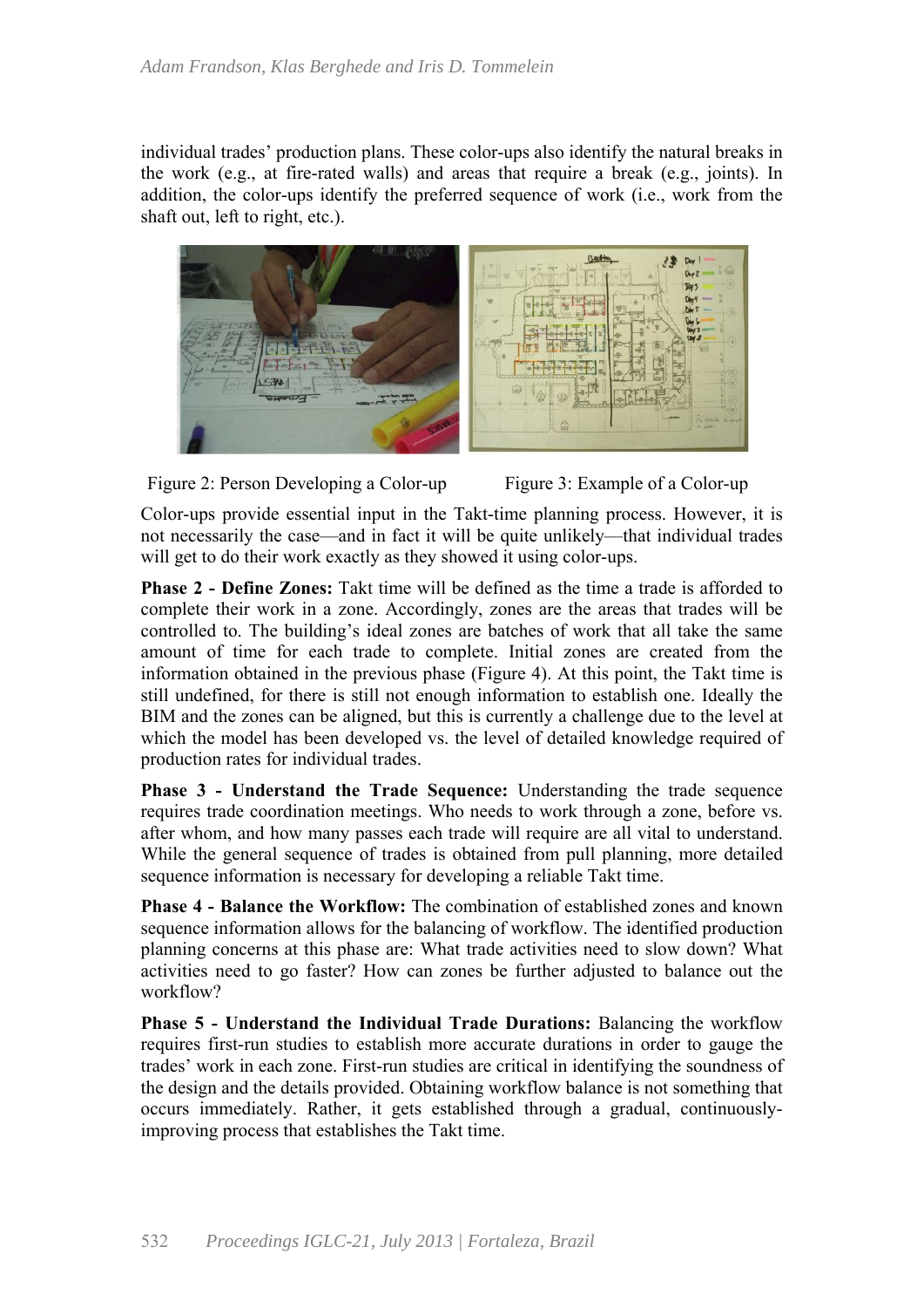individual trades' production plans. These color-ups also identify the natural breaks in the work (e.g., at fire-rated walls) and areas that require a break (e.g., joints). In addition, the color-ups identify the preferred sequence of work (i.e., work from the shaft out, left to right, etc.).

Figure 2: Person Developing a Color-up

Figure 3: Example of a Color-up

Color-ups provide essential input in the Takt-time planning process. However, it is not necessarily the case—and in fact it will be quite unlikely—that individual trades will get to do their work exactly as they showed it using color-ups.

**Phase 2 - Define Zones:** Takt time will be defined as the time a trade is afforded to complete their work in a zone. Accordingly, zones are the areas that trades will be controlled to. The building's ideal zones are batches of work that all take the same amount of time for each trade to complete. Initial zones are created from the information obtained in the previous phase (Figure 4). At this point, the Takt time is still undefined, for there is still not enough information to establish one. Ideally the BIM and the zones can be aligned, but this is currently a challenge due to the level at which the model has been developed vs. the level of detailed knowledge required of production rates for individual trades.

**Phase 3 - Understand the Trade Sequence:** Understanding the trade sequence requires trade coordination meetings. Who needs to work through a zone, before vs. after whom, and how many passes each trade will require are all vital to understand. While the general sequence of trades is obtained from pull planning, more detailed sequence information is necessary for developing a reliable Takt time.

**Phase 4 - Balance the Workflow:** The combination of established zones and known sequence information allows for the balancing of workflow. The identified production planning concerns at this phase are: What trade activities need to slow down? What activities need to go faster? How can zones be further adjusted to balance out the workflow?

**Phase 5 - Understand the Individual Trade Durations:** Balancing the workflow requires first-run studies to establish more accurate durations in order to gauge the trades' work in each zone. First-run studies are critical in identifying the soundness of the design and the details provided. Obtaining workflow balance is not something that occurs immediately. Rather, it gets established through a gradual, continuously-improving process that establishes the Takt time.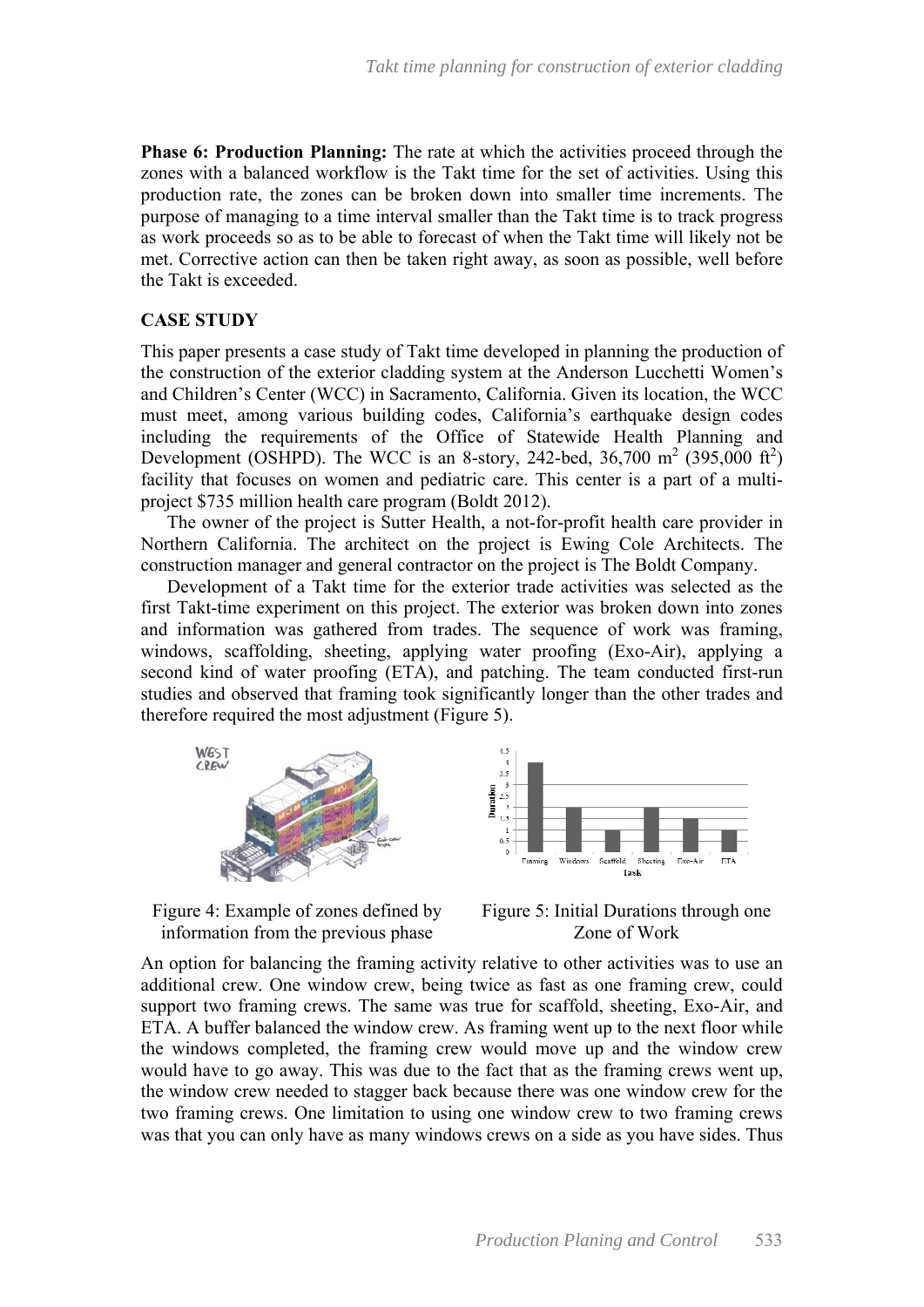**Phase 6: Production Planning:** The rate at which the activities proceed through the zones with a balanced workflow is the Takt time for the set of activities. Using this production rate, the zones can be broken down into smaller time increments. The purpose of managing to a time interval smaller than the Takt time is to track progress as work proceeds so as to be able to forecast of when the Takt time will likely not be met. Corrective action can then be taken right away, as soon as possible, well before the Takt is exceeded.

## CASE STUDY

This paper presents a case study of Takt time developed in planning the production of the construction of the exterior cladding system at the Anderson Lucchetti Women's and Children's Center (WCC) in Sacramento, California. Given its location, the WCC must meet, among various building codes, California's earthquake design codes including the requirements of the Office of Statewide Health Planning and Development (OSHPD). The WCC is an 8-story, 242-bed, 36,700 $m^2$ (395,000 $ft^2$) facility that focuses on women and pediatric care. This center is a part of a multi-project \$735 million health care program (Boldt 2012).

The owner of the project is Sutter Health, a not-for-profit health care provider in Northern California. The architect on the project is Ewing Cole Architects. The construction manager and general contractor on the project is The Boldt Company.

Development of a Takt time for the exterior trade activities was selected as the first Takt-time experiment on this project. The exterior was broken down into zones and information was gathered from trades. The sequence of work was framing, windows, scaffolding, sheeting, applying water proofing (Exo-Air), applying a second kind of water proofing (ETA), and patching. The team conducted first-run studies and observed that framing took significantly longer than the other trades and therefore required the most adjustment (Figure 5).

Figure 4: Example of zones defined by information from the previous phase

Figure 5: Initial Durations through one Zone of Work

An option for balancing the framing activity relative to other activities was to use an additional crew. One window crew, being twice as fast as one framing crew, could support two framing crews. The same was true for scaffold, sheeting, Exo-Air, and ETA. A buffer balanced the window crew. As framing went up to the next floor while the windows completed, the framing crew would move up and the window crew would have to go away. This was due to the fact that as the framing crews went up, the window crew needed to stagger back because there was one window crew for the two framing crews. One limitation to using one window crew to two framing crews was that you can only have as many windows crews on a side as you have sides. Thus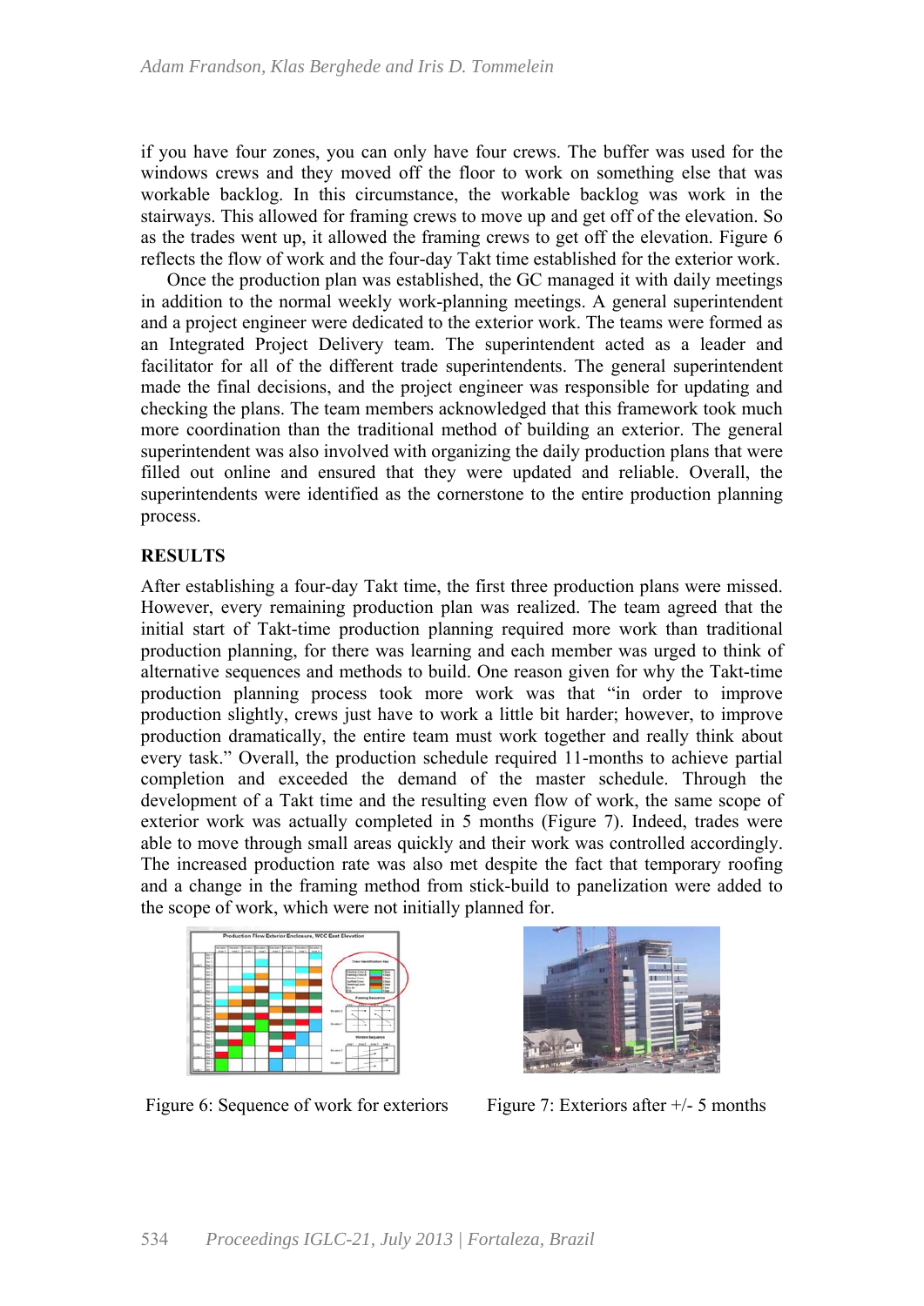if you have four zones, you can only have four crews. The buffer was used for the windows crews and they moved off the floor to work on something else that was workable backlog. In this circumstance, the workable backlog was work in the stairways. This allowed for framing crews to move up and get off of the elevation. So as the trades went up, it allowed the framing crews to get off the elevation. Figure 6 reflects the flow of work and the four-day Takt time established for the exterior work.

Once the production plan was established, the GC managed it with daily meetings in addition to the normal weekly work-planning meetings. A general superintendent and a project engineer were dedicated to the exterior work. The teams were formed as an Integrated Project Delivery team. The superintendent acted as a leader and facilitator for all of the different trade superintendents. The general superintendent made the final decisions, and the project engineer was responsible for updating and checking the plans. The team members acknowledged that this framework took much more coordination than the traditional method of building an exterior. The general superintendent was also involved with organizing the daily production plans that were filled out online and ensured that they were updated and reliable. Overall, the superintendents were identified as the cornerstone to the entire production planning process.

## RESULTS

After establishing a four-day Takt time, the first three production plans were missed. However, every remaining production plan was realized. The team agreed that the initial start of Takt-time production planning required more work than traditional production planning, for there was learning and each member was urged to think of alternative sequences and methods to build. One reason given for why the Takt-time production planning process took more work was that "in order to improve production slightly, crews just have to work a little bit harder; however, to improve production dramatically, the entire team must work together and really think about every task." Overall, the production schedule required 11-months to achieve partial completion and exceeded the demand of the master schedule. Through the development of a Takt time and the resulting even flow of work, the same scope of exterior work was actually completed in 5 months (Figure 7). Indeed, trades were able to move through small areas quickly and their work was controlled accordingly. The increased production rate was also met despite the fact that temporary roofing and a change in the framing method from stick-build to panelization were added to the scope of work, which were not initially planned for.

Figure 6: Sequence of work for exteriors

Figure 7: Exteriors after +/- 5 months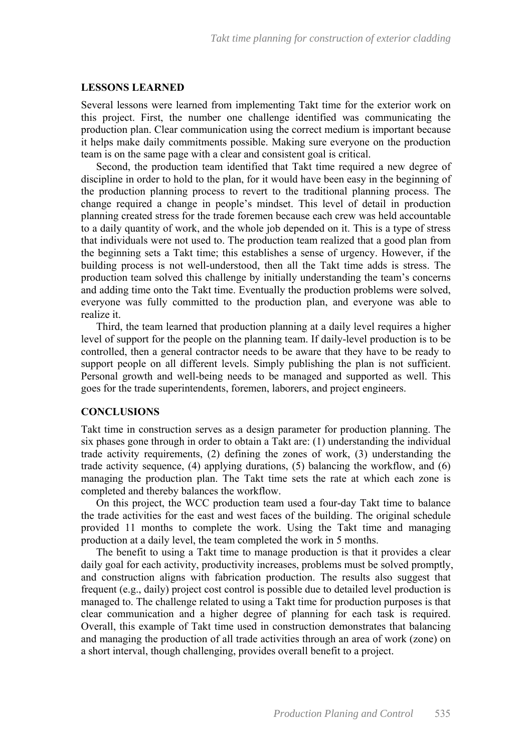## LESSONS LEARNED

Several lessons were learned from implementing Takt time for the exterior work on this project. First, the number one challenge identified was communicating the production plan. Clear communication using the correct medium is important because it helps make daily commitments possible. Making sure everyone on the production team is on the same page with a clear and consistent goal is critical.

Second, the production team identified that Takt time required a new degree of discipline in order to hold to the plan, for it would have been easy in the beginning of the production planning process to revert to the traditional planning process. The change required a change in people's mindset. This level of detail in production planning created stress for the trade foremen because each crew was held accountable to a daily quantity of work, and the whole job depended on it. This is a type of stress that individuals were not used to. The production team realized that a good plan from the beginning sets a Takt time; this establishes a sense of urgency. However, if the building process is not well-understood, then all the Takt time adds is stress. The production team solved this challenge by initially understanding the team's concerns and adding time onto the Takt time. Eventually the production problems were solved, everyone was fully committed to the production plan, and everyone was able to realize it.

Third, the team learned that production planning at a daily level requires a higher level of support for the people on the planning team. If daily-level production is to be controlled, then a general contractor needs to be aware that they have to be ready to support people on all different levels. Simply publishing the plan is not sufficient. Personal growth and well-being needs to be managed and supported as well. This goes for the trade superintendents, foremen, laborers, and project engineers.

## CONCLUSIONS

Takt time in construction serves as a design parameter for production planning. The six phases gone through in order to obtain a Takt are: (1) understanding the individual trade activity requirements, (2) defining the zones of work, (3) understanding the trade activity sequence, (4) applying durations, (5) balancing the workflow, and (6) managing the production plan. The Takt time sets the rate at which each zone is completed and thereby balances the workflow.

On this project, the WCC production team used a four-day Takt time to balance the trade activities for the east and west faces of the building. The original schedule provided 11 months to complete the work. Using the Takt time and managing production at a daily level, the team completed the work in 5 months.

The benefit to using a Takt time to manage production is that it provides a clear daily goal for each activity, productivity increases, problems must be solved promptly, and construction aligns with fabrication production. The results also suggest that frequent (e.g., daily) project cost control is possible due to detailed level production is managed to. The challenge related to using a Takt time for production purposes is that clear communication and a higher degree of planning for each task is required. Overall, this example of Takt time used in construction demonstrates that balancing and managing the production of all trade activities through an area of work (zone) on a short interval, though challenging, provides overall benefit to a project.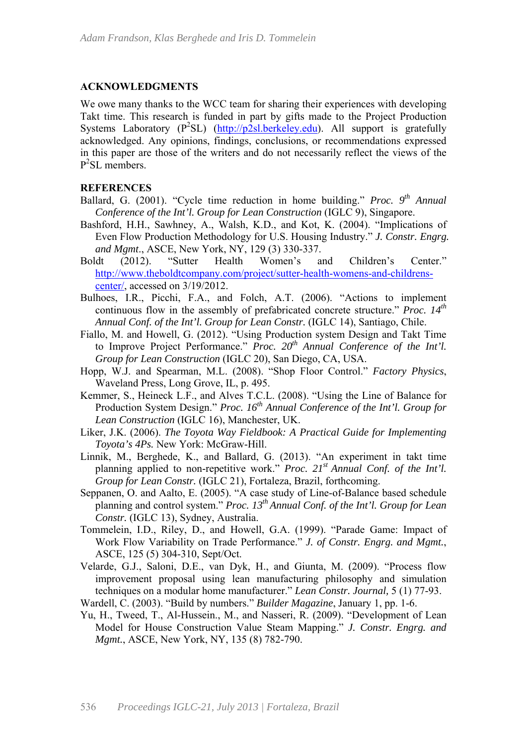## ACKNOWLEDGMENTS

We owe many thanks to the WCC team for sharing their experiences with developing Takt time. This research is funded in part by gifts made to the Project Production Systems Laboratory ($P^2SL$) (http://p2sl.berkeley.edu). All support is gratefully acknowledged. Any opinions, findings, conclusions, or recommendations expressed in this paper are those of the writers and do not necessarily reflect the views of the $P^2SL$ members.

## REFERENCES

Ballard, G. (2001). "Cycle time reduction in home building." *Proc. 9th Annual Conference of the Int'l. Group for Lean Construction* (IGLC 9), Singapore.

Bashford, H.H., Sawhney, A., Walsh, K.D., and Kot, K. (2004). "Implications of Even Flow Production Methodology for U.S. Housing Industry." *J. Constr. Engrg. and Mgmt*., ASCE, New York, NY, 129 (3) 330-337.

Boldt (2012). "Sutter Health Women's and Children's Center." http://www.theboldtcompany.com/project/sutter-health-womens-and-childrens-center/, accessed on 3/19/2012.

Bulhoes, I.R., Picchi, F.A., and Folch, A.T. (2006). "Actions to implement continuous flow in the assembly of prefabricated concrete structure." *Proc. 14th Annual Conf. of the Int'l. Group for Lean Constr.* (IGLC 14), Santiago, Chile.

Fiallo, M. and Howell, G. (2012). "Using Production system Design and Takt Time to Improve Project Performance." *Proc. 20th Annual Conference of the Int'l. Group for Lean Construction* (IGLC 20), San Diego, CA, USA.

Hopp, W.J. and Spearman, M.L. (2008). "Shop Floor Control." *Factory Physics*, Waveland Press, Long Grove, IL, p. 495.

Kemmer, S., Heineck L.F., and Alves T.C.L. (2008). "Using the Line of Balance for Production System Design." *Proc. 16th Annual Conference of the Int'l. Group for Lean Construction* (IGLC 16), Manchester, UK.

Liker, J.K. (2006). *The Toyota Way Fieldbook: A Practical Guide for Implementing Toyota's 4Ps.* New York: McGraw-Hill.

Linnik, M., Berghede, K., and Ballard, G. (2013). "An experiment in takt time planning applied to non-repetitive work." *Proc. 21st Annual Conf. of the Int'l. Group for Lean Constr.* (IGLC 21), Fortaleza, Brazil, forthcoming.

Seppanen, O. and Aalto, E. (2005). "A case study of Line-of-Balance based schedule planning and control system." *Proc. 13th Annual Conf. of the Int'l. Group for Lean Constr.* (IGLC 13), Sydney, Australia.

Tommelein, I.D., Riley, D., and Howell, G.A. (1999). "Parade Game: Impact of Work Flow Variability on Trade Performance." *J. of Constr. Engrg. and Mgmt.*, ASCE, 125 (5) 304-310, Sept/Oct.

Velarde, G.J., Saloni, D.E., van Dyk, H., and Giunta, M. (2009). "Process flow improvement proposal using lean manufacturing philosophy and simulation techniques on a modular home manufacturer." *Lean Constr. Journal,* 5 (1) 77-93.

Wardell, C. (2003). "Build by numbers." *Builder Magazine*, January 1, pp. 1-6.

Yu, H., Tweed, T., Al-Hussein., M., and Nasseri, R. (2009). "Development of Lean Model for House Construction Value Steam Mapping." *J. Constr. Engrg. and Mgmt.*, ASCE, New York, NY, 135 (8) 782-790.